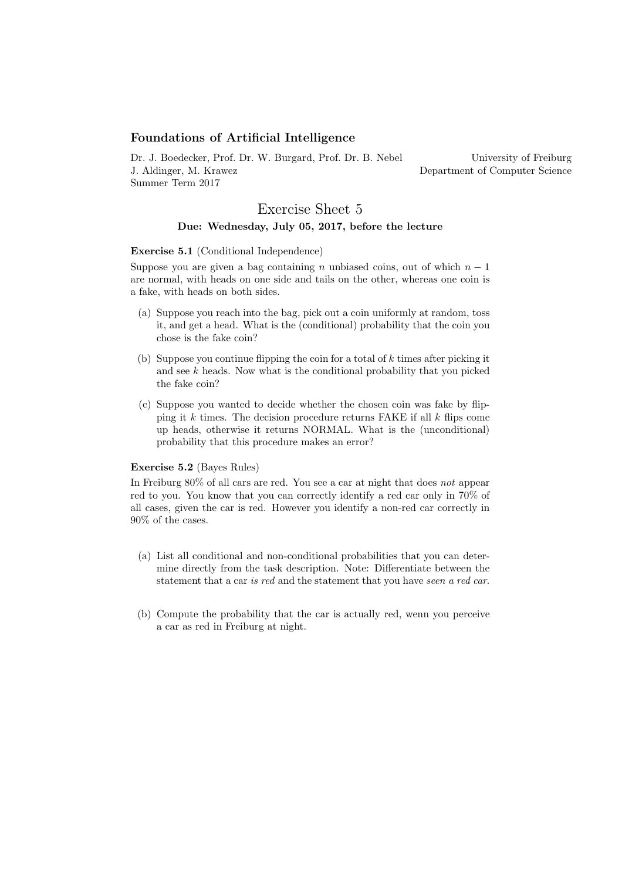**Foundations of Artificial Intelligence**

Dr. J. Boedecker, Prof. Dr. W. Burgard, Prof. Dr. B. Nebel
J. Aldinger, M. Krawez
Summer Term 2017

University of Freiburg
Department of Computer Science

# Exercise Sheet 5

**Due: Wednesday, July 05, 2017, before the lecture**

**Exercise 5.1** (Conditional Independence)

Suppose you are given a bag containing $n$ unbiased coins, out of which $n-1$ are normal, with heads on one side and tails on the other, whereas one coin is a fake, with heads on both sides.

(a) Suppose you reach into the bag, pick out a coin uniformly at random, toss it, and get a head. What is the (conditional) probability that the coin you chose is the fake coin?

(b) Suppose you continue flipping the coin for a total of $k$ times after picking it and see $k$ heads. Now what is the conditional probability that you picked the fake coin?

(c) Suppose you wanted to decide whether the chosen coin was fake by flipping it $k$ times. The decision procedure returns FAKE if all $k$ flips come up heads, otherwise it returns NORMAL. What is the (unconditional) probability that this procedure makes an error?

**Exercise 5.2** (Bayes Rules)

In Freiburg 80% of all cars are red. You see a car at night that does *not* appear red to you. You know that you can correctly identify a red car only in 70% of all cases, given the car is red. However you identify a non-red car correctly in 90% of the cases.

(a) List all conditional and non-conditional probabilities that you can determine directly from the task description. Note: Differentiate between the statement that a car *is red* and the statement that you have *seen a red car*.

(b) Compute the probability that the car is actually red, wenn you perceive a car as red in Freiburg at night.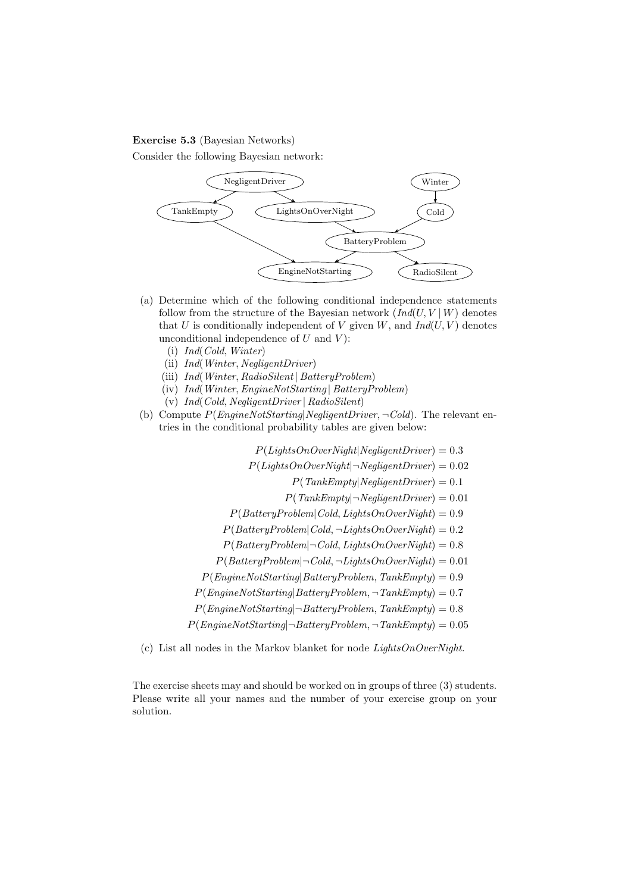**Exercise 5.3** (Bayesian Networks)

Consider the following Bayesian network:

NegligentDriver

Winter

TankEmpty

LightsOnOverNight

Cold

BatteryProblem

EngineNotStarting

RadioSilent

(a) Determine which of the following conditional independence statements follow from the structure of the Bayesian network ($Ind(U, V \mid W)$ denotes that $U$ is conditionally independent of $V$ given $W$, and $Ind(U, V)$ denotes unconditional independence of $U$ and $V$):

  (i) $Ind(Cold, Winter)$

  (ii) $Ind(Winter, NegligentDriver)$

  (iii) $Ind(Winter, RadioSilent \mid BatteryProblem)$

  (iv) $Ind(Winter, EngineNotStarting \mid BatteryProblem)$

  (v) $Ind(Cold, NegligentDriver \mid RadioSilent)$

(b) Compute $P(EngineNotStarting|NegligentDriver, \neg Cold)$. The relevant entries in the conditional probability tables are given below:

$$P(LightsOnOverNight|NegligentDriver) = 0.3$$
$$P(LightsOnOverNight|\neg NegligentDriver) = 0.02$$
$$P(TankEmpty|NegligentDriver) = 0.1$$
$$P(TankEmpty|\neg NegligentDriver) = 0.01$$
$$P(BatteryProblem|Cold, LightsOnOverNight) = 0.9$$
$$P(BatteryProblem|Cold, \neg LightsOnOverNight) = 0.2$$
$$P(BatteryProblem|\neg Cold, LightsOnOverNight) = 0.8$$
$$P(BatteryProblem|\neg Cold, \neg LightsOnOverNight) = 0.01$$
$$P(EngineNotStarting|BatteryProblem, TankEmpty) = 0.9$$
$$P(EngineNotStarting|BatteryProblem, \neg TankEmpty) = 0.7$$
$$P(EngineNotStarting|\neg BatteryProblem, TankEmpty) = 0.8$$
$$P(EngineNotStarting|\neg BatteryProblem, \neg TankEmpty) = 0.05$$

(c) List all nodes in the Markov blanket for node *LightsOnOverNight*.

The exercise sheets may and should be worked on in groups of three (3) students. Please write all your names and the number of your exercise group on your solution.